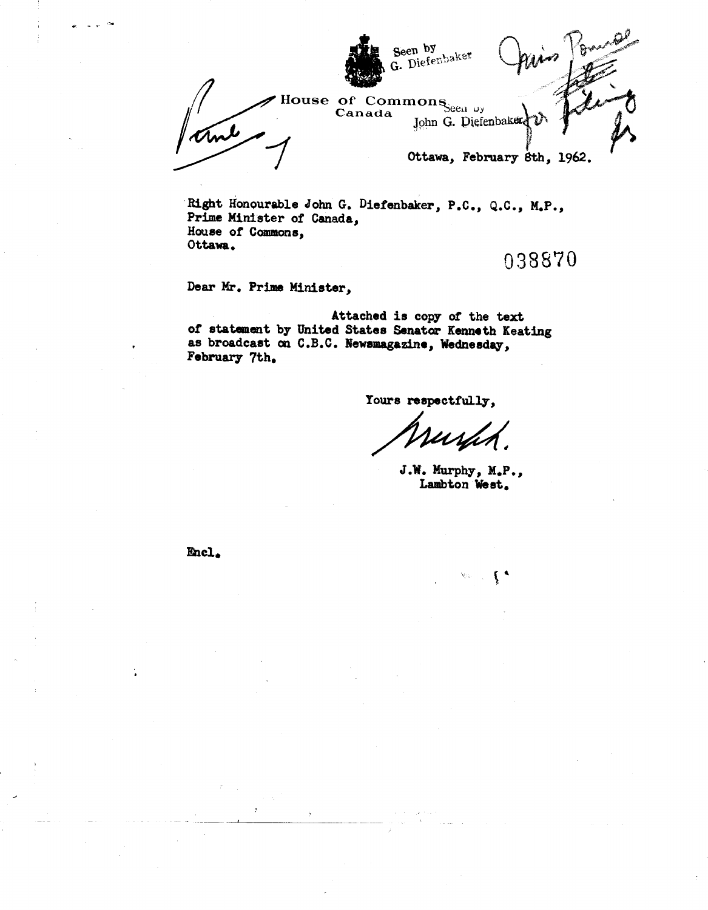Seen by
G. Diefenbaker

House of Commons
Canada

Seen by
John G. Diefenbaker

Ottawa, February 8th, 1962.

Right Honourable John G. Diefenbaker, P.C., Q.C., M.P.,
Prime Minister of Canada,
House of Commons,
Ottawa.

038870

Dear Mr. Prime Minister,

Attached is copy of the text of statement by United States Senator Kenneth Keating as broadcast on C.B.C. Newsmagazine, Wednesday, February 7th.

Yours respectfully,

J.W. Murphy, M.P.,
Lambton West.

Encl.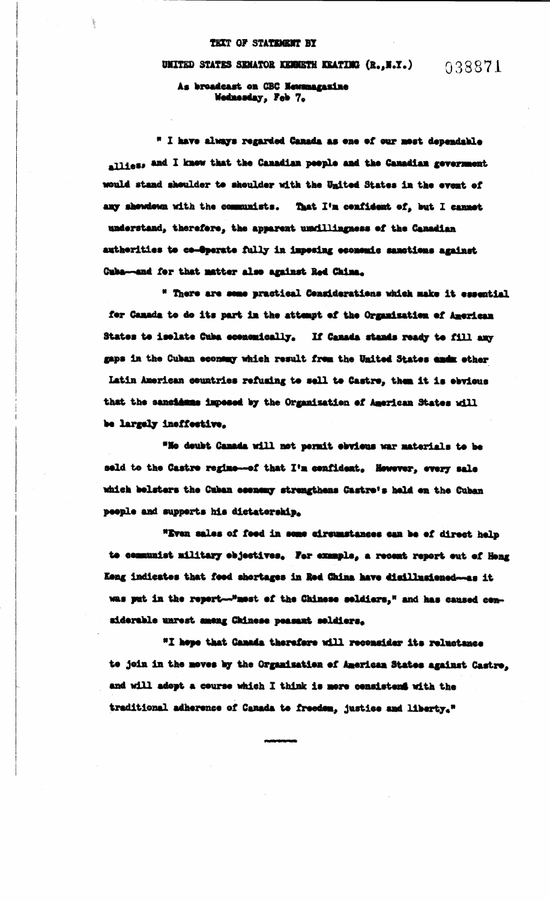TEXT OF STATEMENT BY

UNITED STATES SENATOR KENNETH KEATING (R.,N.Y.)

038871

As broadcast on CBC Newsmagazine
Wednesday, Feb 7.

" I have always regarded Canada as one of our most dependable allies, and I know that the Canadian people and the Canadian government would stand shoulder to shoulder with the United States in the event of any showdown with the communists. That I'm confident of, but I cannot understand, therefore, the apparent unwillingness of the Canadian authorities to co-operate fully in imposing economic sanctions against Cuba--and for that matter also against Red China.

" There are some practical considerations which make it essential for Canada to do its part in the attempt of the Organization of American States to isolate Cuba economically. If Canada stands ready to fill any gaps in the Cuban economy which result from the United States and other Latin American countries refusing to sell to Castro, then it is obvious that the sanctions imposed by the Organization of American States will be largely ineffective.

"No doubt Canada will not permit obvious war materials to be sold to the Castro regime--of that I'm confident. However, every sale which bolsters the Cuban economy strengthens Castro's hold on the Cuban people and supports his dictatorship.

"Even sales of food in some circumstances can be of direct help to communist military objectives. For example, a recent report out of Hong Kong indicates that food shortages in Red China have disillusioned--as it was put in the report--"most of the Chinese soldiers," and has caused considerable unrest among Chinese peasant soldiers.

"I hope that Canada therefore will reconsider its reluctance to join in the moves by the Organization of American States against Castro, and will adopt a course which I think is more consistent with the traditional adherence of Canada to freedom, justice and liberty."